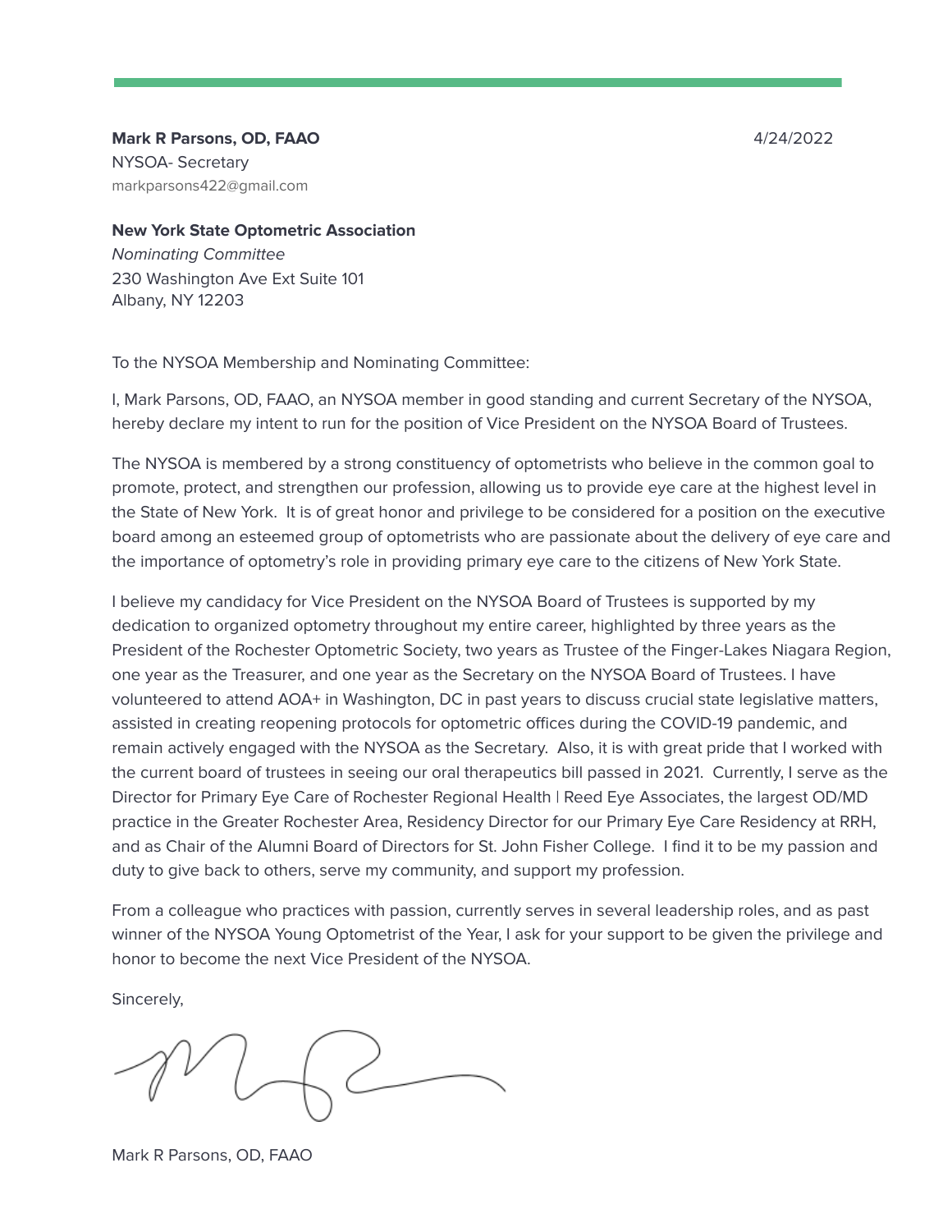**Mark R Parsons, OD, FAAO**

NYSOA- Secretary

markparsons422@gmail.com

4/24/2022

**New York State Optometric Association**

*Nominating Committee*

230 Washington Ave Ext Suite 101

Albany, NY 12203

To the NYSOA Membership and Nominating Committee:

I, Mark Parsons, OD, FAAO, an NYSOA member in good standing and current Secretary of the NYSOA, hereby declare my intent to run for the position of Vice President on the NYSOA Board of Trustees.

The NYSOA is membered by a strong constituency of optometrists who believe in the common goal to promote, protect, and strengthen our profession, allowing us to provide eye care at the highest level in the State of New York. It is of great honor and privilege to be considered for a position on the executive board among an esteemed group of optometrists who are passionate about the delivery of eye care and the importance of optometry's role in providing primary eye care to the citizens of New York State.

I believe my candidacy for Vice President on the NYSOA Board of Trustees is supported by my dedication to organized optometry throughout my entire career, highlighted by three years as the President of the Rochester Optometric Society, two years as Trustee of the Finger-Lakes Niagara Region, one year as the Treasurer, and one year as the Secretary on the NYSOA Board of Trustees. I have volunteered to attend AOA+ in Washington, DC in past years to discuss crucial state legislative matters, assisted in creating reopening protocols for optometric offices during the COVID-19 pandemic, and remain actively engaged with the NYSOA as the Secretary. Also, it is with great pride that I worked with the current board of trustees in seeing our oral therapeutics bill passed in 2021. Currently, I serve as the Director for Primary Eye Care of Rochester Regional Health | Reed Eye Associates, the largest OD/MD practice in the Greater Rochester Area, Residency Director for our Primary Eye Care Residency at RRH, and as Chair of the Alumni Board of Directors for St. John Fisher College. I find it to be my passion and duty to give back to others, serve my community, and support my profession.

From a colleague who practices with passion, currently serves in several leadership roles, and as past winner of the NYSOA Young Optometrist of the Year, I ask for your support to be given the privilege and honor to become the next Vice President of the NYSOA.

Sincerely,

Mark R Parsons, OD, FAAO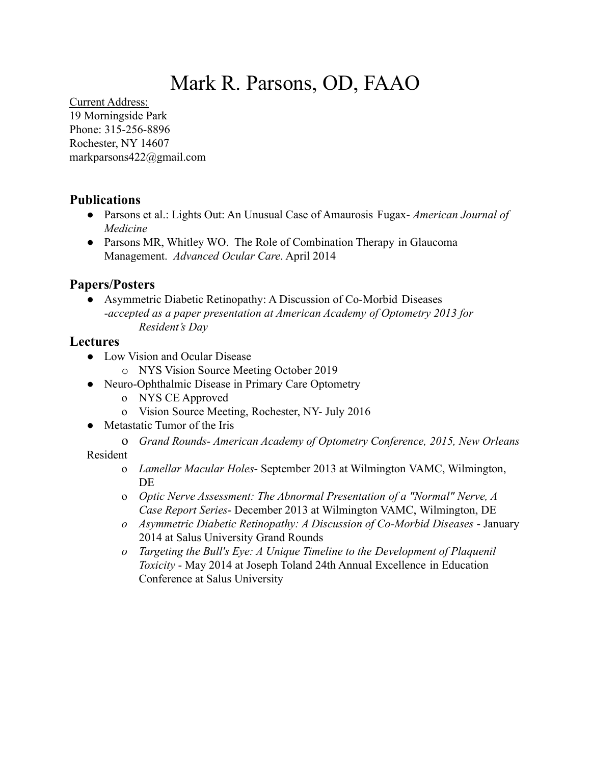# Mark R. Parsons, OD, FAAO

Current Address:
19 Morningside Park
Phone: 315-256-8896
Rochester, NY 14607
markparsons422@gmail.com

## Publications

- Parsons et al.: Lights Out: An Unusual Case of Amaurosis Fugax- *American Journal of Medicine*
- Parsons MR, Whitley WO. The Role of Combination Therapy in Glaucoma Management. *Advanced Ocular Care*. April 2014

## Papers/Posters

- Asymmetric Diabetic Retinopathy: A Discussion of Co-Morbid Diseases
  *-accepted as a paper presentation at American Academy of Optometry 2013 for Resident's Day*

## Lectures

- Low Vision and Ocular Disease
  - NYS Vision Source Meeting October 2019
- Neuro-Ophthalmic Disease in Primary Care Optometry
  - NYS CE Approved
  - Vision Source Meeting, Rochester, NY- July 2016
- Metastatic Tumor of the Iris
  - *Grand Rounds- American Academy of Optometry Conference, 2015, New Orleans*

Resident

- *Lamellar Macular Holes*- September 2013 at Wilmington VAMC, Wilmington, DE
- *Optic Nerve Assessment: The Abnormal Presentation of a "Normal" Nerve, A Case Report Series*- December 2013 at Wilmington VAMC, Wilmington, DE
- *Asymmetric Diabetic Retinopathy: A Discussion of Co-Morbid Diseases* - January 2014 at Salus University Grand Rounds
- *Targeting the Bull's Eye: A Unique Timeline to the Development of Plaquenil Toxicity* - May 2014 at Joseph Toland 24th Annual Excellence in Education Conference at Salus University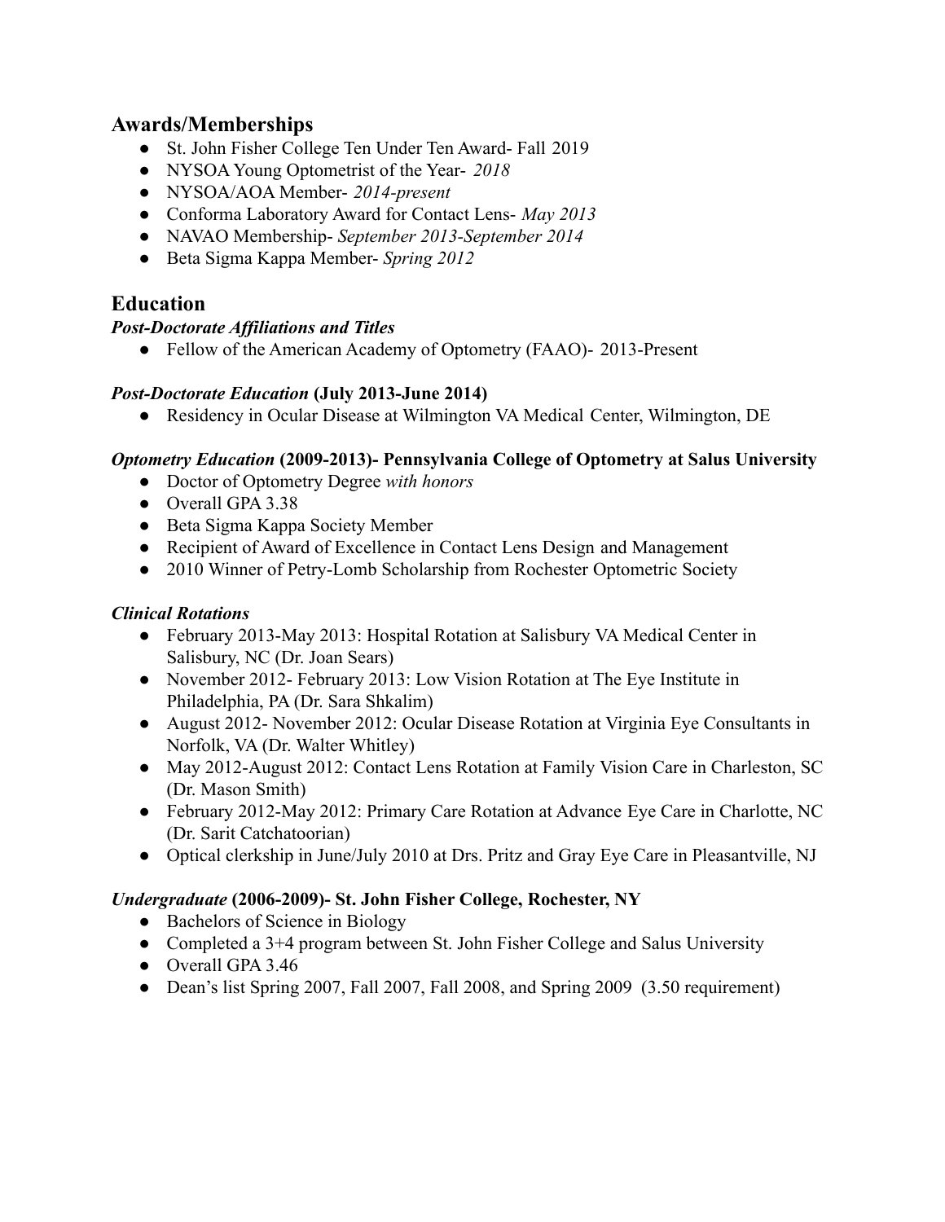## Awards/Memberships

- St. John Fisher College Ten Under Ten Award- Fall 2019
- NYSOA Young Optometrist of the Year- *2018*
- NYSOA/AOA Member- *2014-present*
- Conforma Laboratory Award for Contact Lens- *May 2013*
- NAVAO Membership- *September 2013-September 2014*
- Beta Sigma Kappa Member- *Spring 2012*

## Education

***Post-Doctorate Affiliations and Titles***

- Fellow of the American Academy of Optometry (FAAO)- 2013-Present

***Post-Doctorate Education* (July 2013-June 2014)**

- Residency in Ocular Disease at Wilmington VA Medical Center, Wilmington, DE

***Optometry Education* (2009-2013)- Pennsylvania College of Optometry at Salus University**

- Doctor of Optometry Degree *with honors*
- Overall GPA 3.38
- Beta Sigma Kappa Society Member
- Recipient of Award of Excellence in Contact Lens Design and Management
- 2010 Winner of Petry-Lomb Scholarship from Rochester Optometric Society

***Clinical Rotations***

- February 2013-May 2013: Hospital Rotation at Salisbury VA Medical Center in Salisbury, NC (Dr. Joan Sears)
- November 2012- February 2013: Low Vision Rotation at The Eye Institute in Philadelphia, PA (Dr. Sara Shkalim)
- August 2012- November 2012: Ocular Disease Rotation at Virginia Eye Consultants in Norfolk, VA (Dr. Walter Whitley)
- May 2012-August 2012: Contact Lens Rotation at Family Vision Care in Charleston, SC (Dr. Mason Smith)
- February 2012-May 2012: Primary Care Rotation at Advance Eye Care in Charlotte, NC (Dr. Sarit Catchatoorian)
- Optical clerkship in June/July 2010 at Drs. Pritz and Gray Eye Care in Pleasantville, NJ

***Undergraduate* (2006-2009)- St. John Fisher College, Rochester, NY**

- Bachelors of Science in Biology
- Completed a 3+4 program between St. John Fisher College and Salus University
- Overall GPA 3.46
- Dean's list Spring 2007, Fall 2007, Fall 2008, and Spring 2009 (3.50 requirement)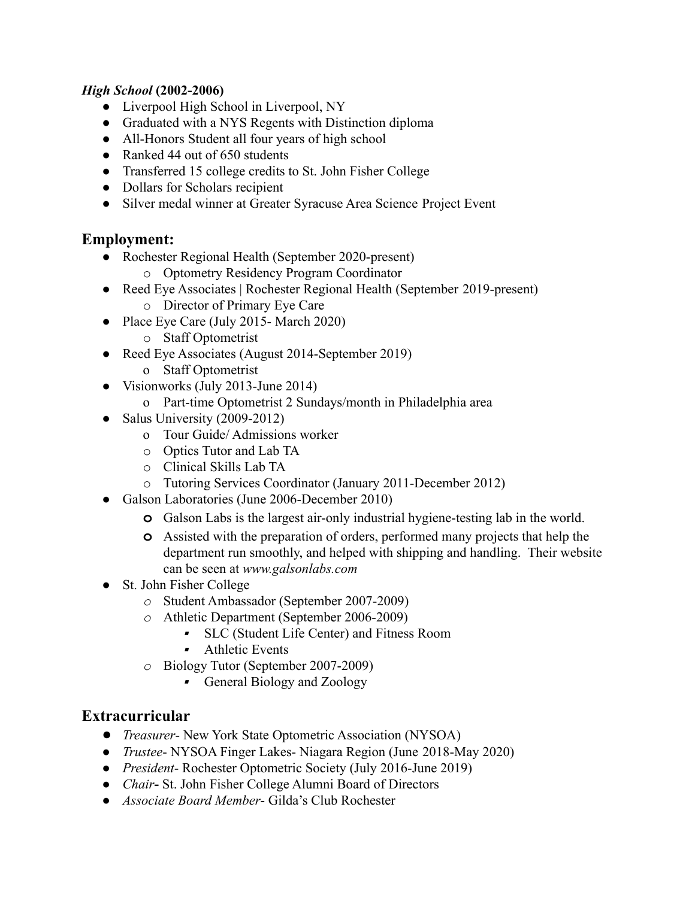***High School*** **(2002-2006)**

- Liverpool High School in Liverpool, NY
- Graduated with a NYS Regents with Distinction diploma
- All-Honors Student all four years of high school
- Ranked 44 out of 650 students
- Transferred 15 college credits to St. John Fisher College
- Dollars for Scholars recipient
- Silver medal winner at Greater Syracuse Area Science Project Event

## Employment:

- Rochester Regional Health (September 2020-present)
  - Optometry Residency Program Coordinator
- Reed Eye Associates | Rochester Regional Health (September 2019-present)
  - Director of Primary Eye Care
- Place Eye Care (July 2015- March 2020)
  - Staff Optometrist
- Reed Eye Associates (August 2014-September 2019)
  - Staff Optometrist
- Visionworks (July 2013-June 2014)
  - Part-time Optometrist 2 Sundays/month in Philadelphia area
- Salus University (2009-2012)
  - Tour Guide/ Admissions worker
  - Optics Tutor and Lab TA
  - Clinical Skills Lab TA
  - Tutoring Services Coordinator (January 2011-December 2012)
- Galson Laboratories (June 2006-December 2010)
  - Galson Labs is the largest air-only industrial hygiene-testing lab in the world.
  - Assisted with the preparation of orders, performed many projects that help the department run smoothly, and helped with shipping and handling. Their website can be seen at *www.galsonlabs.com*
- St. John Fisher College
  - Student Ambassador (September 2007-2009)
  - Athletic Department (September 2006-2009)
    - SLC (Student Life Center) and Fitness Room
    - Athletic Events
  - Biology Tutor (September 2007-2009)
    - General Biology and Zoology

## Extracurricular

- *Treasurer*- New York State Optometric Association (NYSOA)
- *Trustee*- NYSOA Finger Lakes- Niagara Region (June 2018-May 2020)
- *President*- Rochester Optometric Society (July 2016-June 2019)
- *Chair*- St. John Fisher College Alumni Board of Directors
- *Associate Board Member*- Gilda's Club Rochester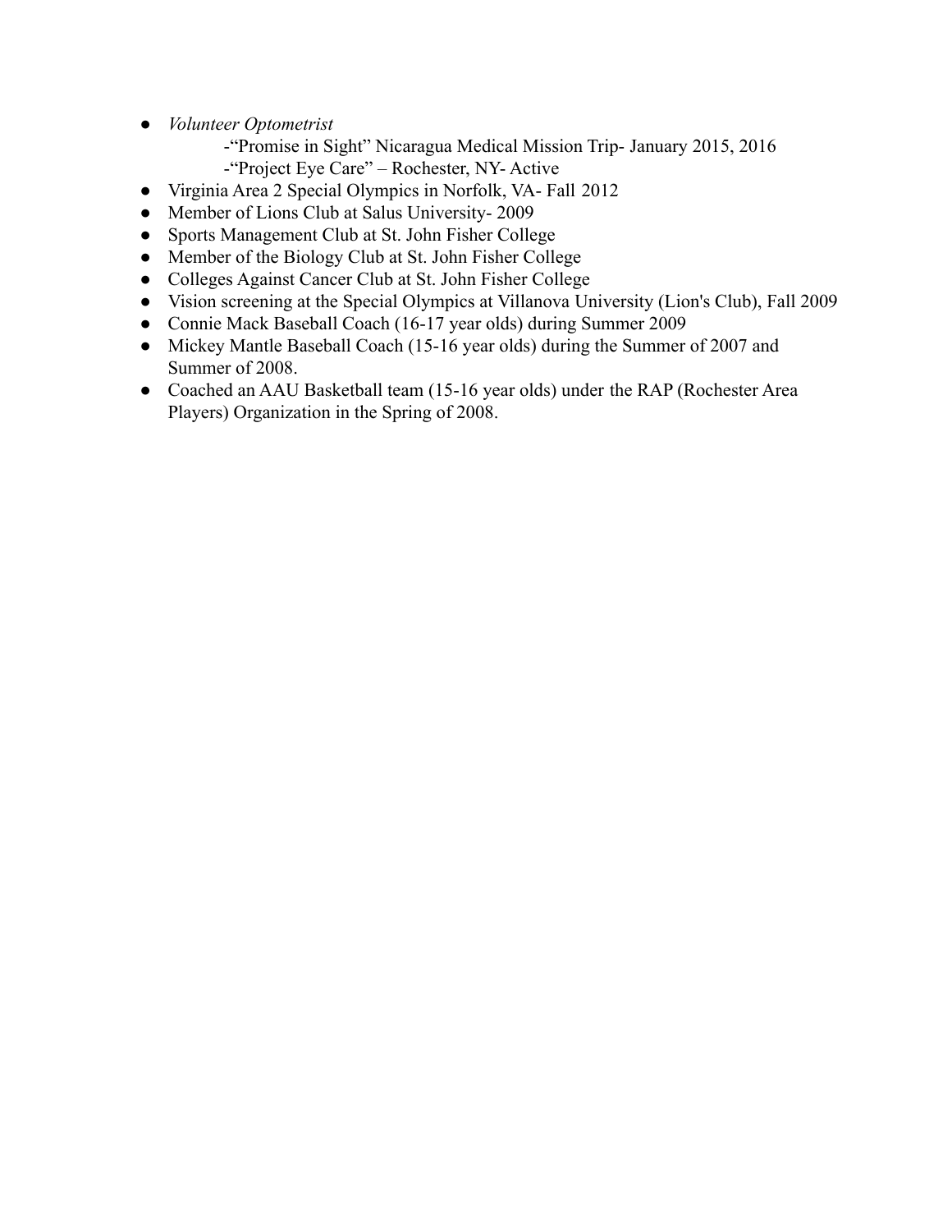- *Volunteer Optometrist*
  - -"Promise in Sight" Nicaragua Medical Mission Trip- January 2015, 2016
  - -"Project Eye Care" – Rochester, NY- Active
- Virginia Area 2 Special Olympics in Norfolk, VA- Fall 2012
- Member of Lions Club at Salus University- 2009
- Sports Management Club at St. John Fisher College
- Member of the Biology Club at St. John Fisher College
- Colleges Against Cancer Club at St. John Fisher College
- Vision screening at the Special Olympics at Villanova University (Lion's Club), Fall 2009
- Connie Mack Baseball Coach (16-17 year olds) during Summer 2009
- Mickey Mantle Baseball Coach (15-16 year olds) during the Summer of 2007 and Summer of 2008.
- Coached an AAU Basketball team (15-16 year olds) under the RAP (Rochester Area Players) Organization in the Spring of 2008.